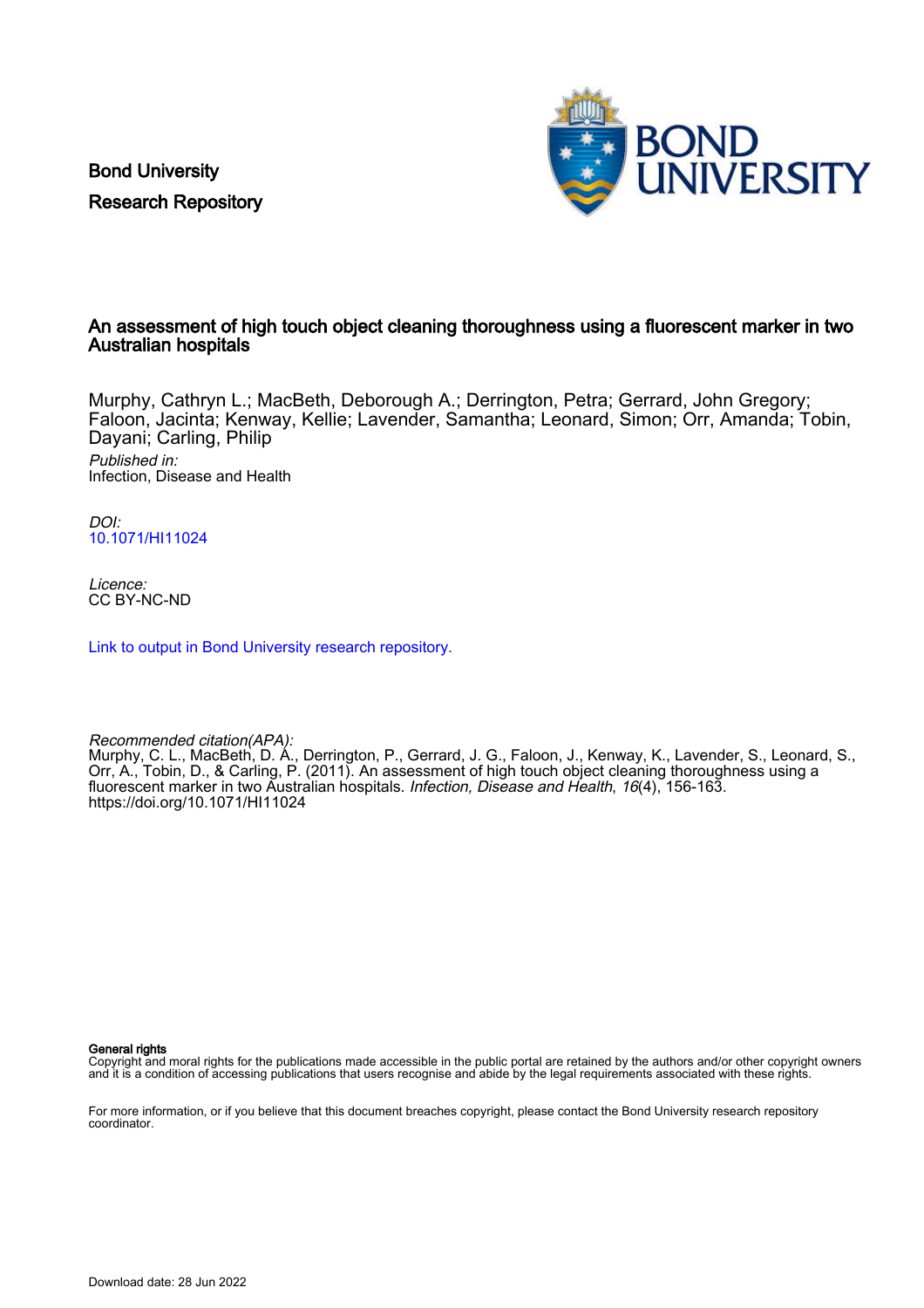Bond University
Research Repository

# An assessment of high touch object cleaning thoroughness using a fluorescent marker in two Australian hospitals

Murphy, Cathryn L.; MacBeth, Deborough A.; Derrington, Petra; Gerrard, John Gregory; Faloon, Jacinta; Kenway, Kellie; Lavender, Samantha; Leonard, Simon; Orr, Amanda; Tobin, Dayani; Carling, Philip

*Published in:*
Infection, Disease and Health

*DOI:*
10.1071/HI11024

*Licence:*
CC BY-NC-ND

Link to output in Bond University research repository.

*Recommended citation(APA):*
Murphy, C. L., MacBeth, D. A., Derrington, P., Gerrard, J. G., Faloon, J., Kenway, K., Lavender, S., Leonard, S., Orr, A., Tobin, D., & Carling, P. (2011). An assessment of high touch object cleaning thoroughness using a fluorescent marker in two Australian hospitals. *Infection, Disease and Health*, *16*(4), 156-163. https://doi.org/10.1071/HI11024

**General rights**
Copyright and moral rights for the publications made accessible in the public portal are retained by the authors and/or other copyright owners and it is a condition of accessing publications that users recognise and abide by the legal requirements associated with these rights.

For more information, or if you believe that this document breaches copyright, please contact the Bond University research repository coordinator.

Download date: 28 Jun 2022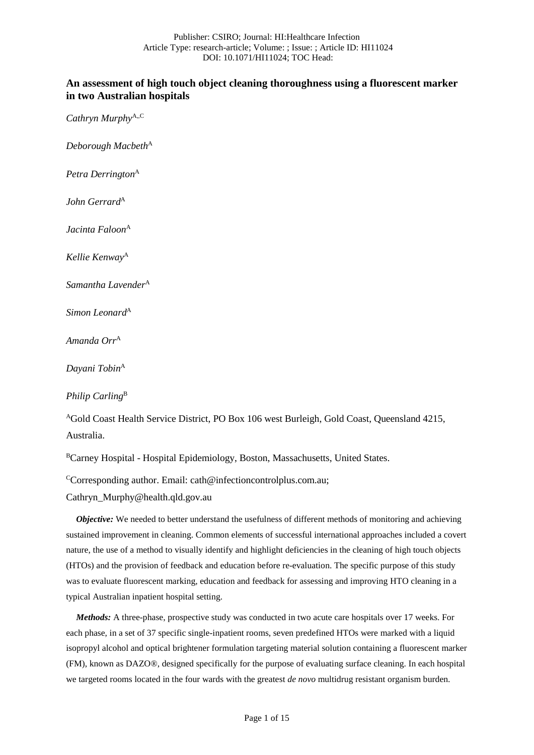## An assessment of high touch object cleaning thoroughness using a fluorescent marker in two Australian hospitals

*Cathryn Murphy*[A,,C]

*Deborough Macbeth*[A]

*Petra Derrington*[A]

*John Gerrard*[A]

*Jacinta Faloon*[A]

*Kellie Kenway*[A]

*Samantha Lavender*[A]

*Simon Leonard*[A]

*Amanda Orr*[A]

*Dayani Tobin*[A]

*Philip Carling*[B]

[A]Gold Coast Health Service District, PO Box 106 west Burleigh, Gold Coast, Queensland 4215, Australia.

[B]Carney Hospital - Hospital Epidemiology, Boston, Massachusetts, United States.

[C]Corresponding author. Email: cath@infectioncontrolplus.com.au; Cathryn_Murphy@health.qld.gov.au

***Objective:*** We needed to better understand the usefulness of different methods of monitoring and achieving sustained improvement in cleaning. Common elements of successful international approaches included a covert nature, the use of a method to visually identify and highlight deficiencies in the cleaning of high touch objects (HTOs) and the provision of feedback and education before re-evaluation. The specific purpose of this study was to evaluate fluorescent marking, education and feedback for assessing and improving HTO cleaning in a typical Australian inpatient hospital setting.

***Methods:*** A three-phase, prospective study was conducted in two acute care hospitals over 17 weeks. For each phase, in a set of 37 specific single-inpatient rooms, seven predefined HTOs were marked with a liquid isopropyl alcohol and optical brightener formulation targeting material solution containing a fluorescent marker (FM), known as DAZO®, designed specifically for the purpose of evaluating surface cleaning. In each hospital we targeted rooms located in the four wards with the greatest *de novo* multidrug resistant organism burden.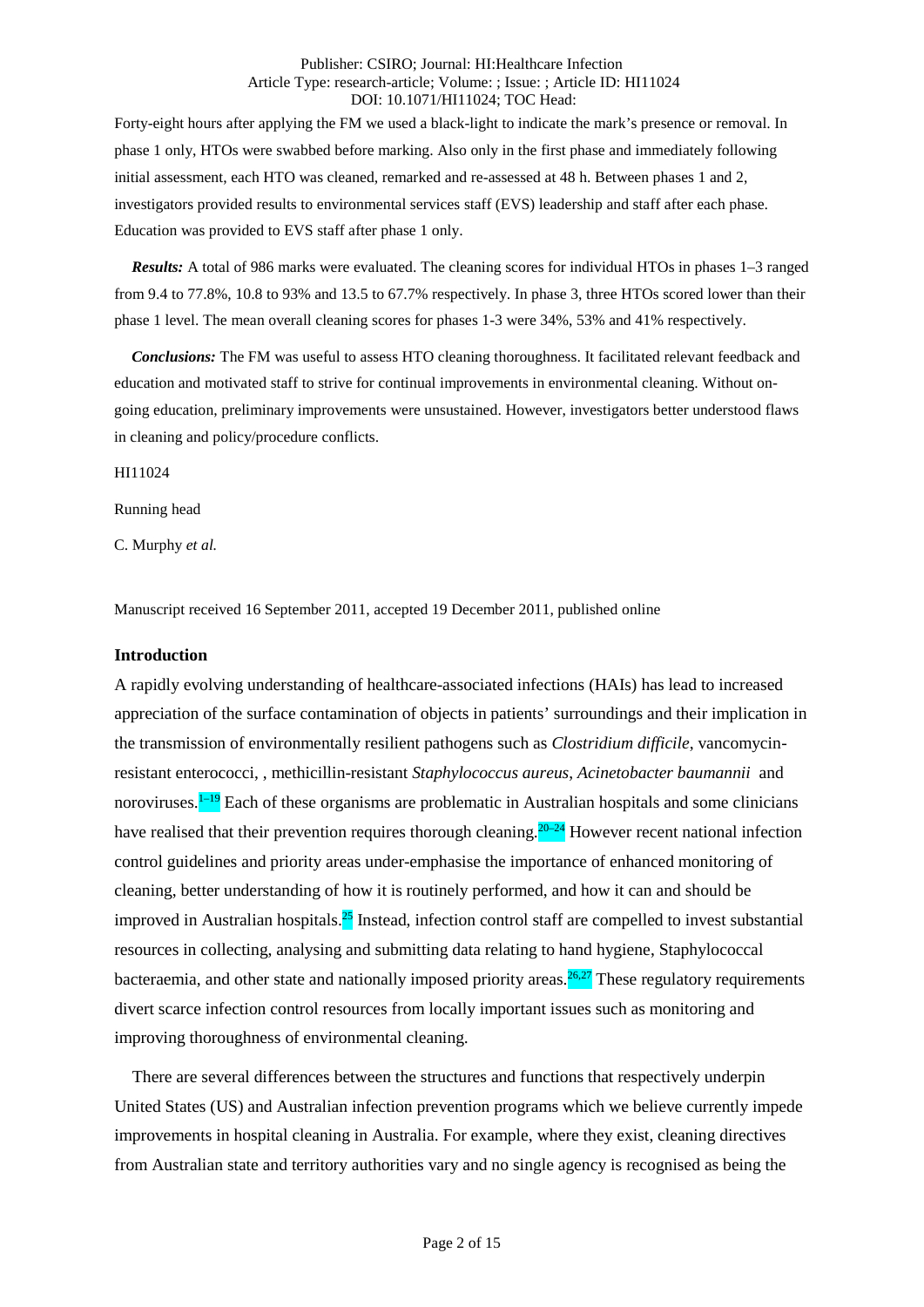Forty-eight hours after applying the FM we used a black-light to indicate the mark's presence or removal. In phase 1 only, HTOs were swabbed before marking. Also only in the first phase and immediately following initial assessment, each HTO was cleaned, remarked and re-assessed at 48 h. Between phases 1 and 2, investigators provided results to environmental services staff (EVS) leadership and staff after each phase. Education was provided to EVS staff after phase 1 only.

***Results:*** A total of 986 marks were evaluated. The cleaning scores for individual HTOs in phases 1–3 ranged from 9.4 to 77.8%, 10.8 to 93% and 13.5 to 67.7% respectively. In phase 3, three HTOs scored lower than their phase 1 level. The mean overall cleaning scores for phases 1-3 were 34%, 53% and 41% respectively.

***Conclusions:*** The FM was useful to assess HTO cleaning thoroughness. It facilitated relevant feedback and education and motivated staff to strive for continual improvements in environmental cleaning. Without on-going education, preliminary improvements were unsustained. However, investigators better understood flaws in cleaning and policy/procedure conflicts.

HI11024

Running head

C. Murphy *et al.*

Manuscript received 16 September 2011, accepted 19 December 2011, published online

## Introduction

A rapidly evolving understanding of healthcare-associated infections (HAIs) has lead to increased appreciation of the surface contamination of objects in patients' surroundings and their implication in the transmission of environmentally resilient pathogens such as *Clostridium difficile*, vancomycin-resistant enterococci, , methicillin-resistant *Staphylococcus aureus*, *Acinetobacter baumannii* and noroviruses.[1–19] Each of these organisms are problematic in Australian hospitals and some clinicians have realised that their prevention requires thorough cleaning.[20–24] However recent national infection control guidelines and priority areas under-emphasise the importance of enhanced monitoring of cleaning, better understanding of how it is routinely performed, and how it can and should be improved in Australian hospitals.[25] Instead, infection control staff are compelled to invest substantial resources in collecting, analysing and submitting data relating to hand hygiene, Staphylococcal bacteraemia, and other state and nationally imposed priority areas.[26,27] These regulatory requirements divert scarce infection control resources from locally important issues such as monitoring and improving thoroughness of environmental cleaning.

There are several differences between the structures and functions that respectively underpin United States (US) and Australian infection prevention programs which we believe currently impede improvements in hospital cleaning in Australia. For example, where they exist, cleaning directives from Australian state and territory authorities vary and no single agency is recognised as being the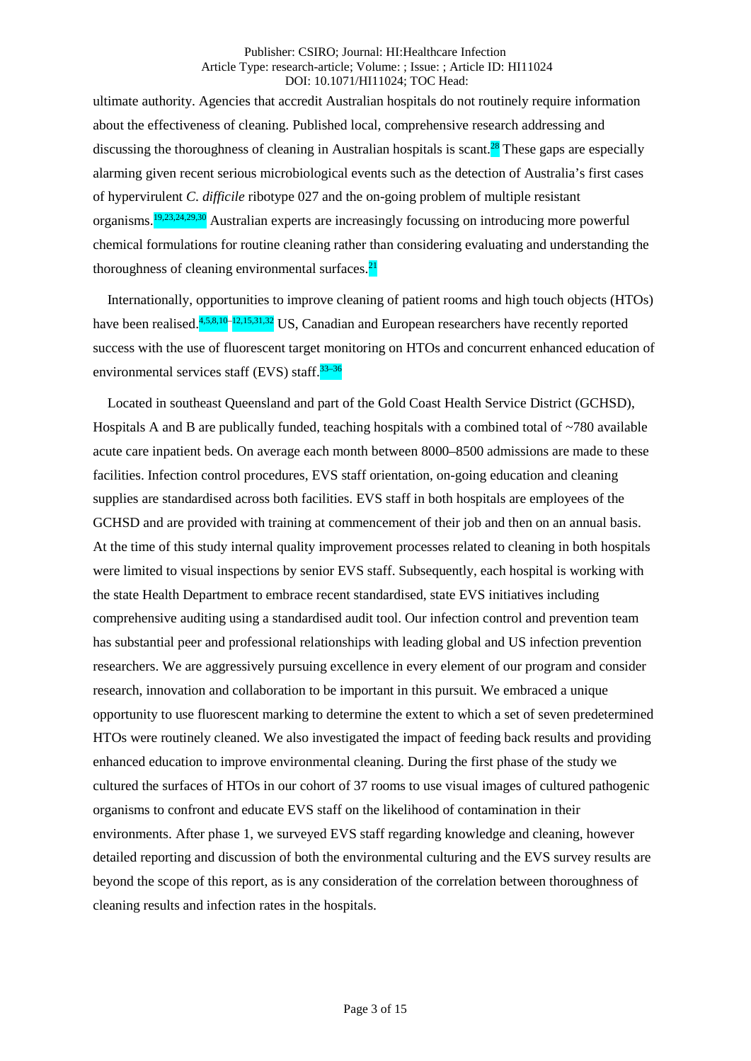ultimate authority. Agencies that accredit Australian hospitals do not routinely require information about the effectiveness of cleaning. Published local, comprehensive research addressing and discussing the thoroughness of cleaning in Australian hospitals is scant.[28] These gaps are especially alarming given recent serious microbiological events such as the detection of Australia's first cases of hypervirulent *C. difficile* ribotype 027 and the on-going problem of multiple resistant organisms.[19,23,24,29,30] Australian experts are increasingly focussing on introducing more powerful chemical formulations for routine cleaning rather than considering evaluating and understanding the thoroughness of cleaning environmental surfaces.[21]

Internationally, opportunities to improve cleaning of patient rooms and high touch objects (HTOs) have been realised.[4,5,8,10–12,15,31,32] US, Canadian and European researchers have recently reported success with the use of fluorescent target monitoring on HTOs and concurrent enhanced education of environmental services staff (EVS) staff.[33–36]

Located in southeast Queensland and part of the Gold Coast Health Service District (GCHSD), Hospitals A and B are publically funded, teaching hospitals with a combined total of ~780 available acute care inpatient beds. On average each month between 8000–8500 admissions are made to these facilities. Infection control procedures, EVS staff orientation, on-going education and cleaning supplies are standardised across both facilities. EVS staff in both hospitals are employees of the GCHSD and are provided with training at commencement of their job and then on an annual basis. At the time of this study internal quality improvement processes related to cleaning in both hospitals were limited to visual inspections by senior EVS staff. Subsequently, each hospital is working with the state Health Department to embrace recent standardised, state EVS initiatives including comprehensive auditing using a standardised audit tool. Our infection control and prevention team has substantial peer and professional relationships with leading global and US infection prevention researchers. We are aggressively pursuing excellence in every element of our program and consider research, innovation and collaboration to be important in this pursuit. We embraced a unique opportunity to use fluorescent marking to determine the extent to which a set of seven predetermined HTOs were routinely cleaned. We also investigated the impact of feeding back results and providing enhanced education to improve environmental cleaning. During the first phase of the study we cultured the surfaces of HTOs in our cohort of 37 rooms to use visual images of cultured pathogenic organisms to confront and educate EVS staff on the likelihood of contamination in their environments. After phase 1, we surveyed EVS staff regarding knowledge and cleaning, however detailed reporting and discussion of both the environmental culturing and the EVS survey results are beyond the scope of this report, as is any consideration of the correlation between thoroughness of cleaning results and infection rates in the hospitals.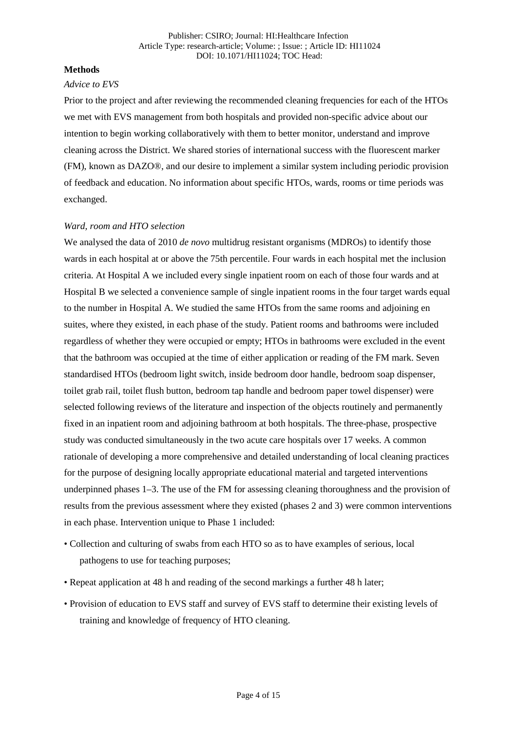## Methods

*Advice to EVS*

Prior to the project and after reviewing the recommended cleaning frequencies for each of the HTOs we met with EVS management from both hospitals and provided non-specific advice about our intention to begin working collaboratively with them to better monitor, understand and improve cleaning across the District. We shared stories of international success with the fluorescent marker (FM), known as DAZO®, and our desire to implement a similar system including periodic provision of feedback and education. No information about specific HTOs, wards, rooms or time periods was exchanged.

*Ward, room and HTO selection*

We analysed the data of 2010 *de novo* multidrug resistant organisms (MDROs) to identify those wards in each hospital at or above the 75th percentile. Four wards in each hospital met the inclusion criteria. At Hospital A we included every single inpatient room on each of those four wards and at Hospital B we selected a convenience sample of single inpatient rooms in the four target wards equal to the number in Hospital A. We studied the same HTOs from the same rooms and adjoining en suites, where they existed, in each phase of the study. Patient rooms and bathrooms were included regardless of whether they were occupied or empty; HTOs in bathrooms were excluded in the event that the bathroom was occupied at the time of either application or reading of the FM mark. Seven standardised HTOs (bedroom light switch, inside bedroom door handle, bedroom soap dispenser, toilet grab rail, toilet flush button, bedroom tap handle and bedroom paper towel dispenser) were selected following reviews of the literature and inspection of the objects routinely and permanently fixed in an inpatient room and adjoining bathroom at both hospitals. The three-phase, prospective study was conducted simultaneously in the two acute care hospitals over 17 weeks. A common rationale of developing a more comprehensive and detailed understanding of local cleaning practices for the purpose of designing locally appropriate educational material and targeted interventions underpinned phases 1–3. The use of the FM for assessing cleaning thoroughness and the provision of results from the previous assessment where they existed (phases 2 and 3) were common interventions in each phase. Intervention unique to Phase 1 included:

- Collection and culturing of swabs from each HTO so as to have examples of serious, local pathogens to use for teaching purposes;
- Repeat application at 48 h and reading of the second markings a further 48 h later;
- Provision of education to EVS staff and survey of EVS staff to determine their existing levels of training and knowledge of frequency of HTO cleaning.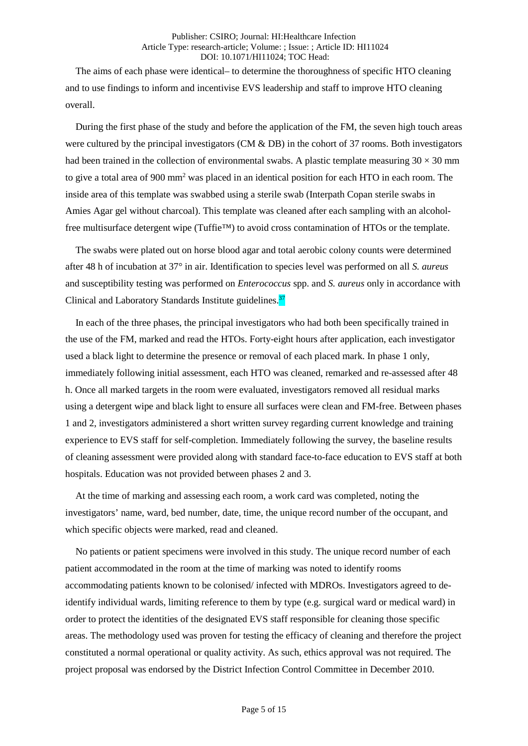The aims of each phase were identical– to determine the thoroughness of specific HTO cleaning and to use findings to inform and incentivise EVS leadership and staff to improve HTO cleaning overall.

During the first phase of the study and before the application of the FM, the seven high touch areas were cultured by the principal investigators (CM & DB) in the cohort of 37 rooms. Both investigators had been trained in the collection of environmental swabs. A plastic template measuring 30 × 30 mm to give a total area of 900 mm$^2$ was placed in an identical position for each HTO in each room. The inside area of this template was swabbed using a sterile swab (Interpath Copan sterile swabs in Amies Agar gel without charcoal). This template was cleaned after each sampling with an alcohol-free multisurface detergent wipe (Tuffie™) to avoid cross contamination of HTOs or the template.

The swabs were plated out on horse blood agar and total aerobic colony counts were determined after 48 h of incubation at 37° in air. Identification to species level was performed on all *S. aureus* and susceptibility testing was performed on *Enterococcus* spp. and *S. aureus* only in accordance with Clinical and Laboratory Standards Institute guidelines.[37]

In each of the three phases, the principal investigators who had both been specifically trained in the use of the FM, marked and read the HTOs. Forty-eight hours after application, each investigator used a black light to determine the presence or removal of each placed mark. In phase 1 only, immediately following initial assessment, each HTO was cleaned, remarked and re-assessed after 48 h. Once all marked targets in the room were evaluated, investigators removed all residual marks using a detergent wipe and black light to ensure all surfaces were clean and FM-free. Between phases 1 and 2, investigators administered a short written survey regarding current knowledge and training experience to EVS staff for self-completion. Immediately following the survey, the baseline results of cleaning assessment were provided along with standard face-to-face education to EVS staff at both hospitals. Education was not provided between phases 2 and 3.

At the time of marking and assessing each room, a work card was completed, noting the investigators' name, ward, bed number, date, time, the unique record number of the occupant, and which specific objects were marked, read and cleaned.

No patients or patient specimens were involved in this study. The unique record number of each patient accommodated in the room at the time of marking was noted to identify rooms accommodating patients known to be colonised/ infected with MDROs. Investigators agreed to de-identify individual wards, limiting reference to them by type (e.g. surgical ward or medical ward) in order to protect the identities of the designated EVS staff responsible for cleaning those specific areas. The methodology used was proven for testing the efficacy of cleaning and therefore the project constituted a normal operational or quality activity. As such, ethics approval was not required. The project proposal was endorsed by the District Infection Control Committee in December 2010.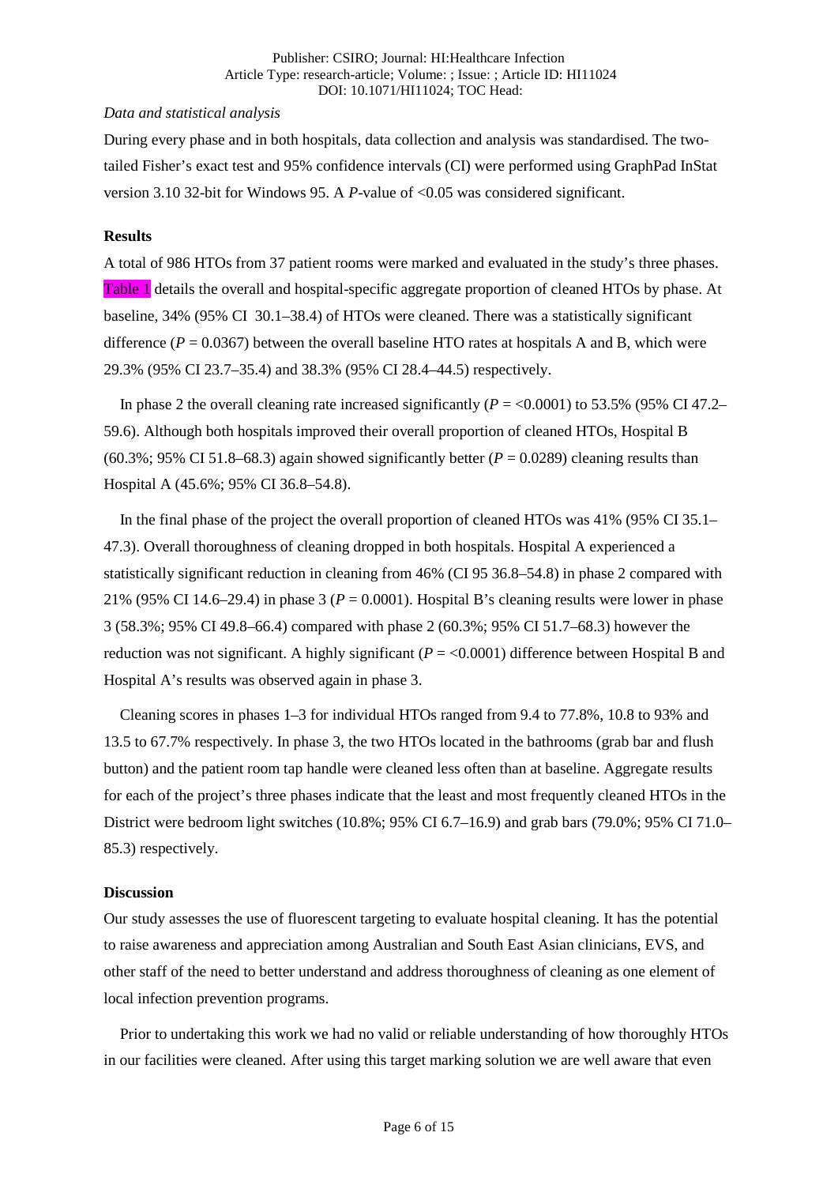*Data and statistical analysis*

During every phase and in both hospitals, data collection and analysis was standardised. The two-tailed Fisher's exact test and 95% confidence intervals (CI) were performed using GraphPad InStat version 3.10 32-bit for Windows 95. A *P*-value of <0.05 was considered significant.

**Results**

A total of 986 HTOs from 37 patient rooms were marked and evaluated in the study's three phases. Table 1 details the overall and hospital-specific aggregate proportion of cleaned HTOs by phase. At baseline, 34% (95% CI 30.1–38.4) of HTOs were cleaned. There was a statistically significant difference ($P = 0.0367$) between the overall baseline HTO rates at hospitals A and B, which were 29.3% (95% CI 23.7–35.4) and 38.3% (95% CI 28.4–44.5) respectively.

In phase 2 the overall cleaning rate increased significantly ($P = <0.0001$) to 53.5% (95% CI 47.2–59.6). Although both hospitals improved their overall proportion of cleaned HTOs, Hospital B (60.3%; 95% CI 51.8–68.3) again showed significantly better ($P = 0.0289$) cleaning results than Hospital A (45.6%; 95% CI 36.8–54.8).

In the final phase of the project the overall proportion of cleaned HTOs was 41% (95% CI 35.1–47.3). Overall thoroughness of cleaning dropped in both hospitals. Hospital A experienced a statistically significant reduction in cleaning from 46% (CI 95 36.8–54.8) in phase 2 compared with 21% (95% CI 14.6–29.4) in phase 3 ($P = 0.0001$). Hospital B's cleaning results were lower in phase 3 (58.3%; 95% CI 49.8–66.4) compared with phase 2 (60.3%; 95% CI 51.7–68.3) however the reduction was not significant. A highly significant ($P = <0.0001$) difference between Hospital B and Hospital A's results was observed again in phase 3.

Cleaning scores in phases 1–3 for individual HTOs ranged from 9.4 to 77.8%, 10.8 to 93% and 13.5 to 67.7% respectively. In phase 3, the two HTOs located in the bathrooms (grab bar and flush button) and the patient room tap handle were cleaned less often than at baseline. Aggregate results for each of the project's three phases indicate that the least and most frequently cleaned HTOs in the District were bedroom light switches (10.8%; 95% CI 6.7–16.9) and grab bars (79.0%; 95% CI 71.0–85.3) respectively.

**Discussion**

Our study assesses the use of fluorescent targeting to evaluate hospital cleaning. It has the potential to raise awareness and appreciation among Australian and South East Asian clinicians, EVS, and other staff of the need to better understand and address thoroughness of cleaning as one element of local infection prevention programs.

Prior to undertaking this work we had no valid or reliable understanding of how thoroughly HTOs in our facilities were cleaned. After using this target marking solution we are well aware that even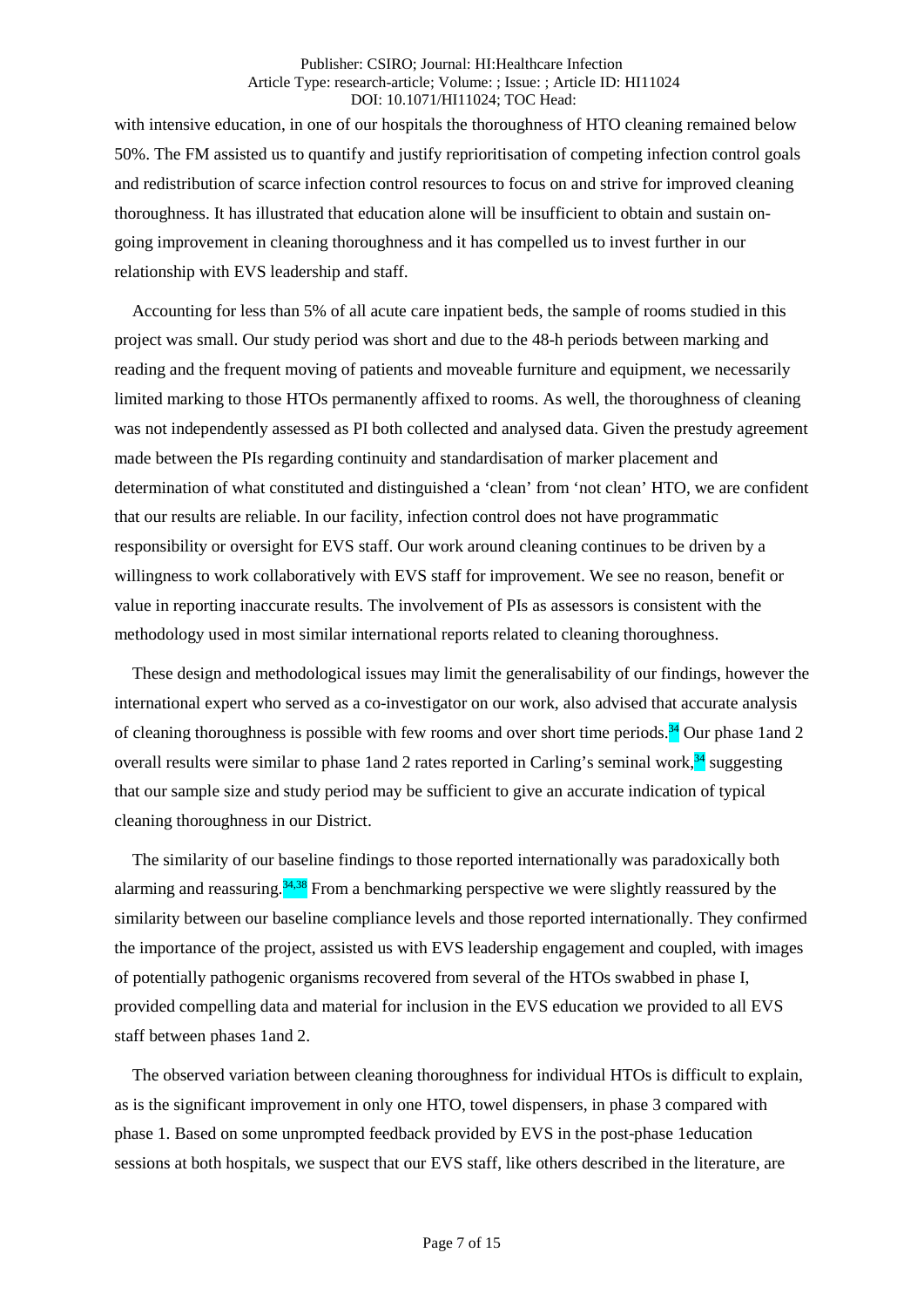with intensive education, in one of our hospitals the thoroughness of HTO cleaning remained below 50%. The FM assisted us to quantify and justify reprioritisation of competing infection control goals and redistribution of scarce infection control resources to focus on and strive for improved cleaning thoroughness. It has illustrated that education alone will be insufficient to obtain and sustain on-going improvement in cleaning thoroughness and it has compelled us to invest further in our relationship with EVS leadership and staff.

Accounting for less than 5% of all acute care inpatient beds, the sample of rooms studied in this project was small. Our study period was short and due to the 48-h periods between marking and reading and the frequent moving of patients and moveable furniture and equipment, we necessarily limited marking to those HTOs permanently affixed to rooms. As well, the thoroughness of cleaning was not independently assessed as PI both collected and analysed data. Given the prestudy agreement made between the PIs regarding continuity and standardisation of marker placement and determination of what constituted and distinguished a 'clean' from 'not clean' HTO, we are confident that our results are reliable. In our facility, infection control does not have programmatic responsibility or oversight for EVS staff. Our work around cleaning continues to be driven by a willingness to work collaboratively with EVS staff for improvement. We see no reason, benefit or value in reporting inaccurate results. The involvement of PIs as assessors is consistent with the methodology used in most similar international reports related to cleaning thoroughness.

These design and methodological issues may limit the generalisability of our findings, however the international expert who served as a co-investigator on our work, also advised that accurate analysis of cleaning thoroughness is possible with few rooms and over short time periods.[34] Our phase 1and 2 overall results were similar to phase 1and 2 rates reported in Carling's seminal work,[34] suggesting that our sample size and study period may be sufficient to give an accurate indication of typical cleaning thoroughness in our District.

The similarity of our baseline findings to those reported internationally was paradoxically both alarming and reassuring.[34,38] From a benchmarking perspective we were slightly reassured by the similarity between our baseline compliance levels and those reported internationally. They confirmed the importance of the project, assisted us with EVS leadership engagement and coupled, with images of potentially pathogenic organisms recovered from several of the HTOs swabbed in phase I, provided compelling data and material for inclusion in the EVS education we provided to all EVS staff between phases 1and 2.

The observed variation between cleaning thoroughness for individual HTOs is difficult to explain, as is the significant improvement in only one HTO, towel dispensers, in phase 3 compared with phase 1. Based on some unprompted feedback provided by EVS in the post-phase 1education sessions at both hospitals, we suspect that our EVS staff, like others described in the literature, are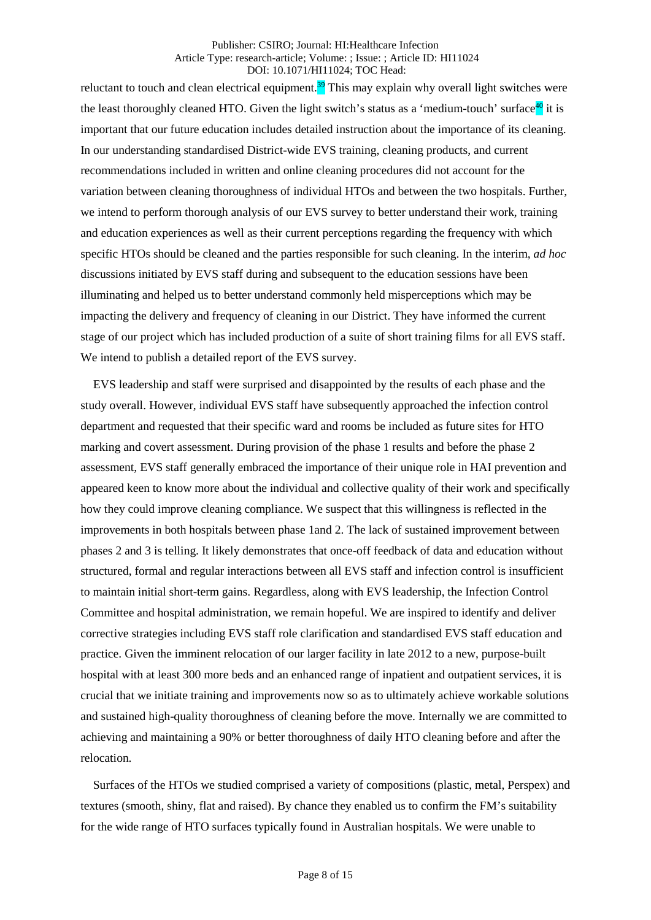reluctant to touch and clean electrical equipment.[39] This may explain why overall light switches were the least thoroughly cleaned HTO. Given the light switch's status as a 'medium-touch' surface[40] it is important that our future education includes detailed instruction about the importance of its cleaning. In our understanding standardised District-wide EVS training, cleaning products, and current recommendations included in written and online cleaning procedures did not account for the variation between cleaning thoroughness of individual HTOs and between the two hospitals. Further, we intend to perform thorough analysis of our EVS survey to better understand their work, training and education experiences as well as their current perceptions regarding the frequency with which specific HTOs should be cleaned and the parties responsible for such cleaning. In the interim, *ad hoc* discussions initiated by EVS staff during and subsequent to the education sessions have been illuminating and helped us to better understand commonly held misperceptions which may be impacting the delivery and frequency of cleaning in our District. They have informed the current stage of our project which has included production of a suite of short training films for all EVS staff. We intend to publish a detailed report of the EVS survey.

EVS leadership and staff were surprised and disappointed by the results of each phase and the study overall. However, individual EVS staff have subsequently approached the infection control department and requested that their specific ward and rooms be included as future sites for HTO marking and covert assessment. During provision of the phase 1 results and before the phase 2 assessment, EVS staff generally embraced the importance of their unique role in HAI prevention and appeared keen to know more about the individual and collective quality of their work and specifically how they could improve cleaning compliance. We suspect that this willingness is reflected in the improvements in both hospitals between phase 1and 2. The lack of sustained improvement between phases 2 and 3 is telling. It likely demonstrates that once-off feedback of data and education without structured, formal and regular interactions between all EVS staff and infection control is insufficient to maintain initial short-term gains. Regardless, along with EVS leadership, the Infection Control Committee and hospital administration, we remain hopeful. We are inspired to identify and deliver corrective strategies including EVS staff role clarification and standardised EVS staff education and practice. Given the imminent relocation of our larger facility in late 2012 to a new, purpose-built hospital with at least 300 more beds and an enhanced range of inpatient and outpatient services, it is crucial that we initiate training and improvements now so as to ultimately achieve workable solutions and sustained high-quality thoroughness of cleaning before the move. Internally we are committed to achieving and maintaining a 90% or better thoroughness of daily HTO cleaning before and after the relocation.

Surfaces of the HTOs we studied comprised a variety of compositions (plastic, metal, Perspex) and textures (smooth, shiny, flat and raised). By chance they enabled us to confirm the FM's suitability for the wide range of HTO surfaces typically found in Australian hospitals. We were unable to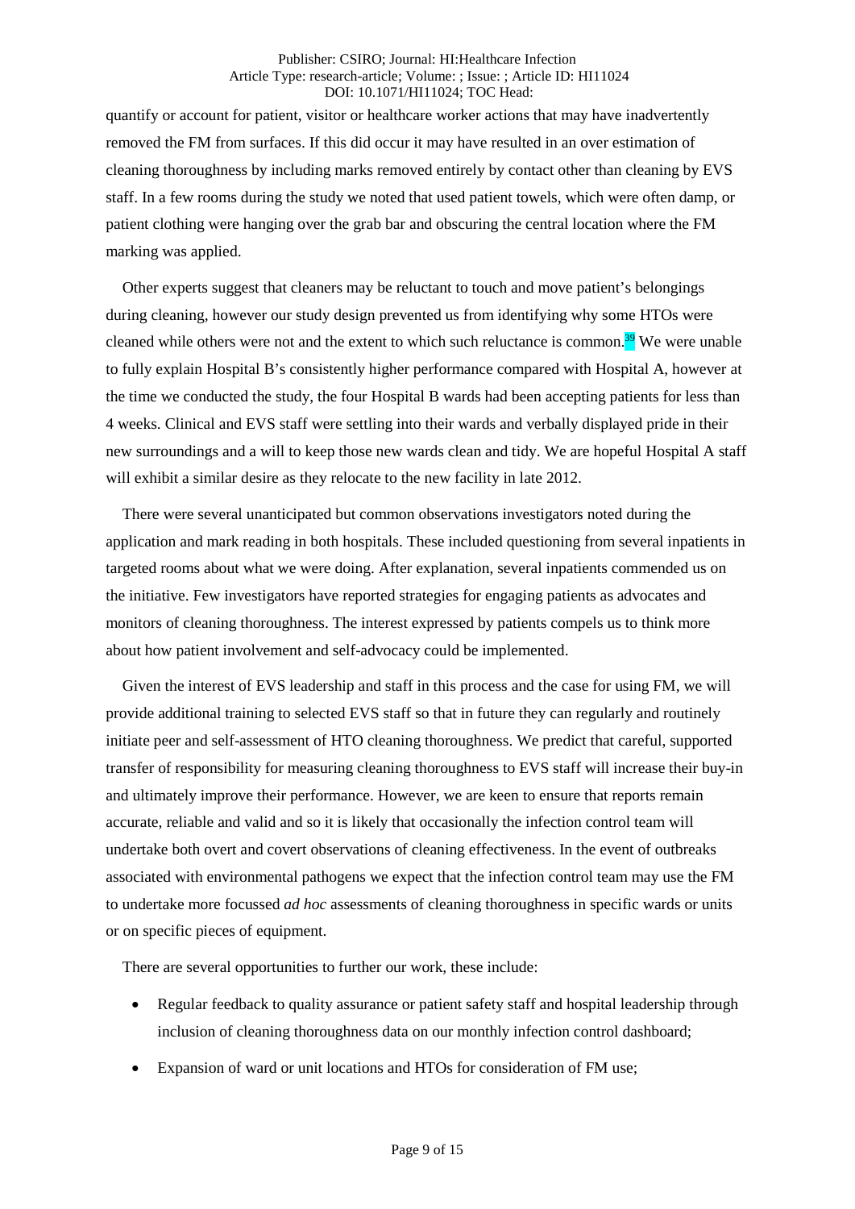quantify or account for patient, visitor or healthcare worker actions that may have inadvertently removed the FM from surfaces. If this did occur it may have resulted in an over estimation of cleaning thoroughness by including marks removed entirely by contact other than cleaning by EVS staff. In a few rooms during the study we noted that used patient towels, which were often damp, or patient clothing were hanging over the grab bar and obscuring the central location where the FM marking was applied.

Other experts suggest that cleaners may be reluctant to touch and move patient's belongings during cleaning, however our study design prevented us from identifying why some HTOs were cleaned while others were not and the extent to which such reluctance is common.[39] We were unable to fully explain Hospital B's consistently higher performance compared with Hospital A, however at the time we conducted the study, the four Hospital B wards had been accepting patients for less than 4 weeks. Clinical and EVS staff were settling into their wards and verbally displayed pride in their new surroundings and a will to keep those new wards clean and tidy. We are hopeful Hospital A staff will exhibit a similar desire as they relocate to the new facility in late 2012.

There were several unanticipated but common observations investigators noted during the application and mark reading in both hospitals. These included questioning from several inpatients in targeted rooms about what we were doing. After explanation, several inpatients commended us on the initiative. Few investigators have reported strategies for engaging patients as advocates and monitors of cleaning thoroughness. The interest expressed by patients compels us to think more about how patient involvement and self-advocacy could be implemented.

Given the interest of EVS leadership and staff in this process and the case for using FM, we will provide additional training to selected EVS staff so that in future they can regularly and routinely initiate peer and self-assessment of HTO cleaning thoroughness. We predict that careful, supported transfer of responsibility for measuring cleaning thoroughness to EVS staff will increase their buy-in and ultimately improve their performance. However, we are keen to ensure that reports remain accurate, reliable and valid and so it is likely that occasionally the infection control team will undertake both overt and covert observations of cleaning effectiveness. In the event of outbreaks associated with environmental pathogens we expect that the infection control team may use the FM to undertake more focussed *ad hoc* assessments of cleaning thoroughness in specific wards or units or on specific pieces of equipment.

There are several opportunities to further our work, these include:

- Regular feedback to quality assurance or patient safety staff and hospital leadership through inclusion of cleaning thoroughness data on our monthly infection control dashboard;
- Expansion of ward or unit locations and HTOs for consideration of FM use;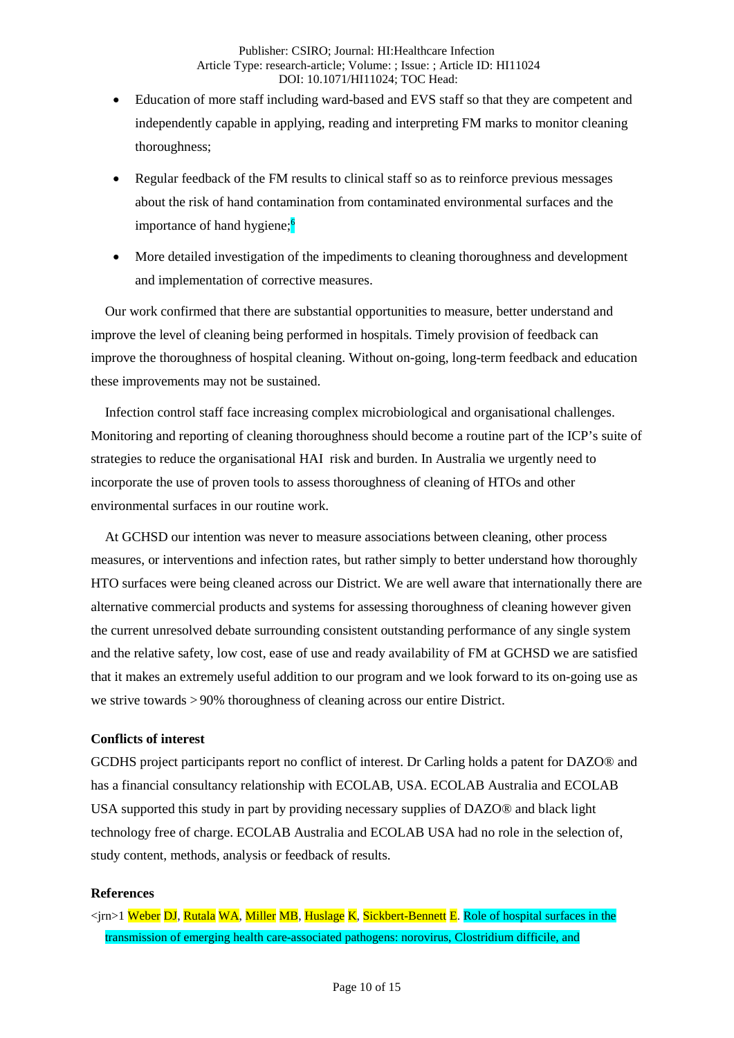- Education of more staff including ward-based and EVS staff so that they are competent and independently capable in applying, reading and interpreting FM marks to monitor cleaning thoroughness;
- Regular feedback of the FM results to clinical staff so as to reinforce previous messages about the risk of hand contamination from contaminated environmental surfaces and the importance of hand hygiene;[6]
- More detailed investigation of the impediments to cleaning thoroughness and development and implementation of corrective measures.

Our work confirmed that there are substantial opportunities to measure, better understand and improve the level of cleaning being performed in hospitals. Timely provision of feedback can improve the thoroughness of hospital cleaning. Without on-going, long-term feedback and education these improvements may not be sustained.

Infection control staff face increasing complex microbiological and organisational challenges. Monitoring and reporting of cleaning thoroughness should become a routine part of the ICP's suite of strategies to reduce the organisational HAI risk and burden. In Australia we urgently need to incorporate the use of proven tools to assess thoroughness of cleaning of HTOs and other environmental surfaces in our routine work.

At GCHSD our intention was never to measure associations between cleaning, other process measures, or interventions and infection rates, but rather simply to better understand how thoroughly HTO surfaces were being cleaned across our District. We are well aware that internationally there are alternative commercial products and systems for assessing thoroughness of cleaning however given the current unresolved debate surrounding consistent outstanding performance of any single system and the relative safety, low cost, ease of use and ready availability of FM at GCHSD we are satisfied that it makes an extremely useful addition to our program and we look forward to its on-going use as we strive towards > 90% thoroughness of cleaning across our entire District.

**Conflicts of interest**

GCDHS project participants report no conflict of interest. Dr Carling holds a patent for DAZO® and has a financial consultancy relationship with ECOLAB, USA. ECOLAB Australia and ECOLAB USA supported this study in part by providing necessary supplies of DAZO® and black light technology free of charge. ECOLAB Australia and ECOLAB USA had no role in the selection of, study content, methods, analysis or feedback of results.

**References**

<jrn>1 Weber DJ, Rutala WA, Miller MB, Huslage K, Sickbert-Bennett E. Role of hospital surfaces in the transmission of emerging health care-associated pathogens: norovirus, Clostridium difficile, and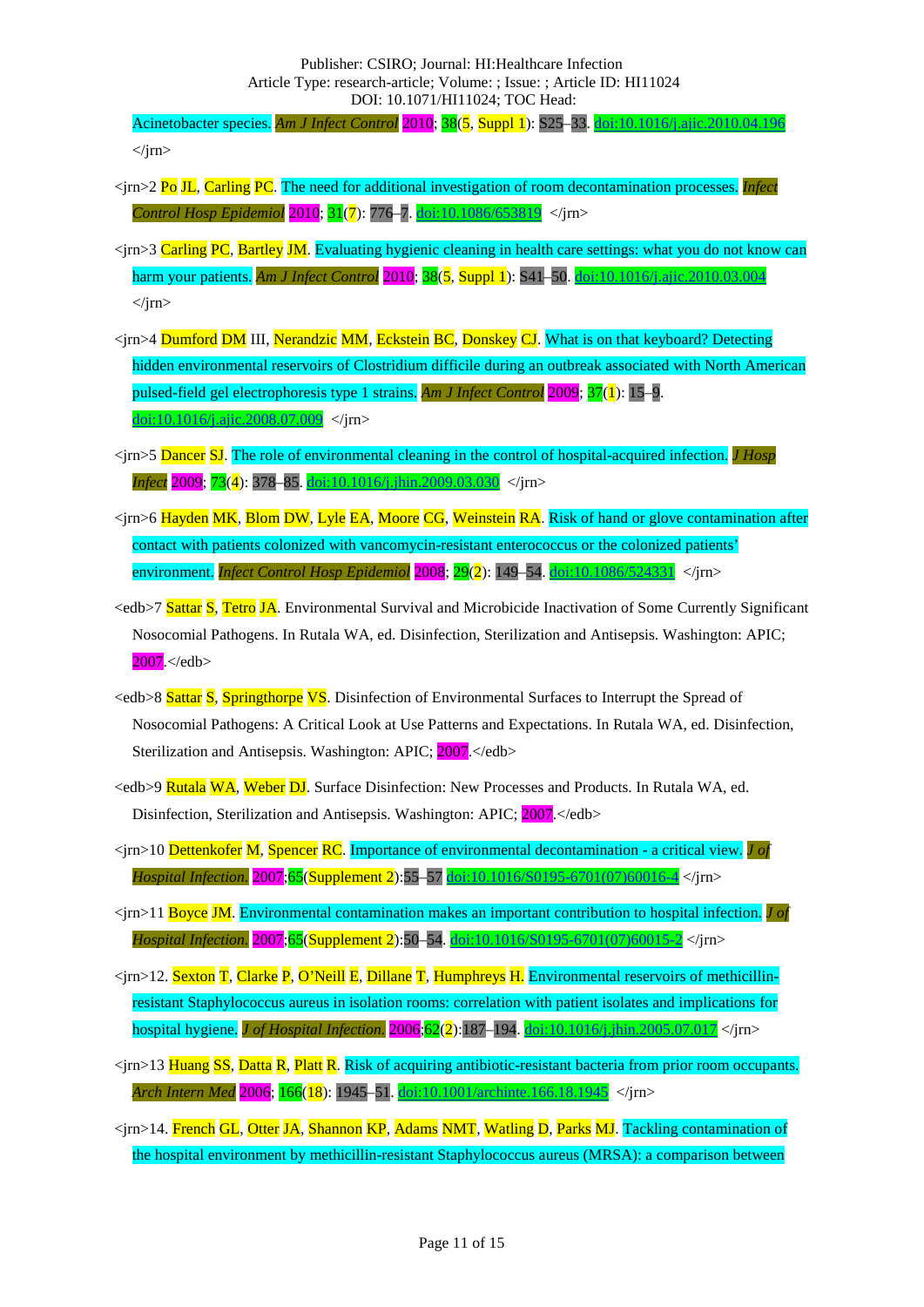Acinetobacter species. *Am J Infect Control* 2010; 38(5, Suppl 1): S25–33. doi:10.1016/j.ajic.2010.04.196 </jrn>

<jrn>2 Po JL, Carling PC. The need for additional investigation of room decontamination processes. *Infect Control Hosp Epidemiol* 2010; 31(7): 776–7. doi:10.1086/653819 </jrn>

<jrn>3 Carling PC, Bartley JM. Evaluating hygienic cleaning in health care settings: what you do not know can harm your patients. *Am J Infect Control* 2010; 38(5, Suppl 1): S41–50. doi:10.1016/j.ajic.2010.03.004 </jrn>

<jrn>4 Dumford DM III, Nerandzic MM, Eckstein BC, Donskey CJ. What is on that keyboard? Detecting hidden environmental reservoirs of Clostridium difficile during an outbreak associated with North American pulsed-field gel electrophoresis type 1 strains. *Am J Infect Control* 2009; 37(1): 15–9. doi:10.1016/j.ajic.2008.07.009 </jrn>

<jrn>5 Dancer SJ. The role of environmental cleaning in the control of hospital-acquired infection. *J Hosp Infect* 2009; 73(4): 378–85. doi:10.1016/j.jhin.2009.03.030 </jrn>

<jrn>6 Hayden MK, Blom DW, Lyle EA, Moore CG, Weinstein RA. Risk of hand or glove contamination after contact with patients colonized with vancomycin-resistant enterococcus or the colonized patients' environment. *Infect Control Hosp Epidemiol* 2008; 29(2): 149–54. doi:10.1086/524331 </jrn>

<edb>7 Sattar S, Tetro JA. Environmental Survival and Microbicide Inactivation of Some Currently Significant Nosocomial Pathogens. In Rutala WA, ed. Disinfection, Sterilization and Antisepsis. Washington: APIC; 2007.</edb>

<edb>8 Sattar S, Springthorpe VS. Disinfection of Environmental Surfaces to Interrupt the Spread of Nosocomial Pathogens: A Critical Look at Use Patterns and Expectations. In Rutala WA, ed. Disinfection, Sterilization and Antisepsis. Washington: APIC; 2007.</edb>

<edb>9 Rutala WA, Weber DJ. Surface Disinfection: New Processes and Products. In Rutala WA, ed. Disinfection, Sterilization and Antisepsis. Washington: APIC; 2007.</edb>

<jrn>10 Dettenkofer M, Spencer RC. Importance of environmental decontamination - a critical view. *J of Hospital Infection*. 2007;65(Supplement 2):55–57 doi:10.1016/S0195-6701(07)60016-4 </jrn>

<jrn>11 Boyce JM. Environmental contamination makes an important contribution to hospital infection. *J of Hospital Infection*. 2007;65(Supplement 2):50–54. doi:10.1016/S0195-6701(07)60015-2 </jrn>

<jrn>12. Sexton T, Clarke P, O'Neill E, Dillane T, Humphreys H. Environmental reservoirs of methicillin-resistant Staphylococcus aureus in isolation rooms: correlation with patient isolates and implications for hospital hygiene. *J of Hospital Infection*. 2006;62(2):187–194. doi:10.1016/j.jhin.2005.07.017 </jrn>

<jrn>13 Huang SS, Datta R, Platt R. Risk of acquiring antibiotic-resistant bacteria from prior room occupants. *Arch Intern Med* 2006; 166(18): 1945–51. doi:10.1001/archinte.166.18.1945 </jrn>

<jrn>14. French GL, Otter JA, Shannon KP, Adams NMT, Watling D, Parks MJ. Tackling contamination of the hospital environment by methicillin-resistant Staphylococcus aureus (MRSA): a comparison between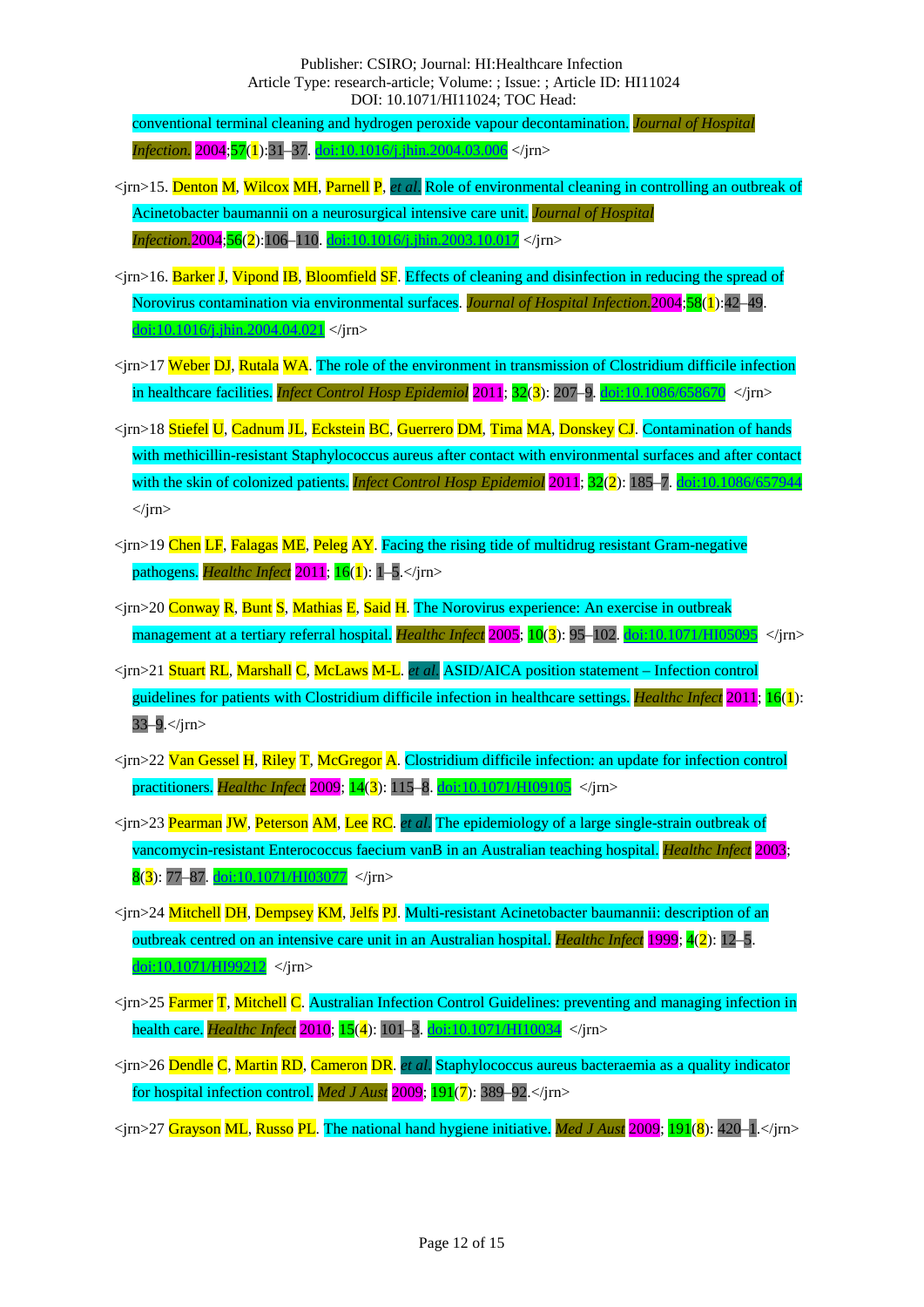conventional terminal cleaning and hydrogen peroxide vapour decontamination. *Journal of Hospital Infection.* 2004;57(1):31–37. doi:10.1016/j.jhin.2004.03.006 </jrn>

<jrn>15. Denton M, Wilcox MH, Parnell P, *et al.* Role of environmental cleaning in controlling an outbreak of Acinetobacter baumannii on a neurosurgical intensive care unit. *Journal of Hospital Infection.*2004;56(2):106–110. doi:10.1016/j.jhin.2003.10.017 </jrn>

<jrn>16. Barker J, Vipond IB, Bloomfield SF. Effects of cleaning and disinfection in reducing the spread of Norovirus contamination via environmental surfaces. *Journal of Hospital Infection.*2004;58(1):42–49. doi:10.1016/j.jhin.2004.04.021 </jrn>

<jrn>17 Weber DJ, Rutala WA. The role of the environment in transmission of Clostridium difficile infection in healthcare facilities. *Infect Control Hosp Epidemiol* 2011; 32(3): 207–9. doi:10.1086/658670 </jrn>

<jrn>18 Stiefel U, Cadnum JL, Eckstein BC, Guerrero DM, Tima MA, Donskey CJ. Contamination of hands with methicillin-resistant Staphylococcus aureus after contact with environmental surfaces and after contact with the skin of colonized patients. *Infect Control Hosp Epidemiol* 2011; 32(2): 185–7. doi:10.1086/657944 </jrn>

<jrn>19 Chen LF, Falagas ME, Peleg AY. Facing the rising tide of multidrug resistant Gram-negative pathogens. *Healthc Infect* 2011; 16(1): 1–5.</jrn>

<jrn>20 Conway R, Bunt S, Mathias E, Said H. The Norovirus experience: An exercise in outbreak management at a tertiary referral hospital. *Healthc Infect* 2005; 10(3): 95–102. doi:10.1071/HI05095 </jrn>

<jrn>21 Stuart RL, Marshall C, McLaws M-L. *et al.* ASID/AICA position statement – Infection control guidelines for patients with Clostridium difficile infection in healthcare settings. *Healthc Infect* 2011; 16(1): 33–9.</jrn>

<jrn>22 Van Gessel H, Riley T, McGregor A. Clostridium difficile infection: an update for infection control practitioners. *Healthc Infect* 2009; 14(3): 115–8. doi:10.1071/HI09105 </jrn>

<jrn>23 Pearman JW, Peterson AM, Lee RC. *et al.* The epidemiology of a large single-strain outbreak of vancomycin-resistant Enterococcus faecium vanB in an Australian teaching hospital. *Healthc Infect* 2003; 8(3): 77–87. doi:10.1071/HI03077 </jrn>

<jrn>24 Mitchell DH, Dempsey KM, Jelfs PJ. Multi-resistant Acinetobacter baumannii: description of an outbreak centred on an intensive care unit in an Australian hospital. *Healthc Infect* 1999; 4(2): 12–5. doi:10.1071/HI99212 </jrn>

<jrn>25 Farmer T, Mitchell C. Australian Infection Control Guidelines: preventing and managing infection in health care. *Healthc Infect* 2010; 15(4): 101–3. doi:10.1071/HI10034 </jrn>

<jrn>26 Dendle C, Martin RD, Cameron DR. *et al.* Staphylococcus aureus bacteraemia as a quality indicator for hospital infection control. *Med J Aust* 2009; 191(7): 389–92.</jrn>

<jrn>27 Grayson ML, Russo PL. The national hand hygiene initiative. *Med J Aust* 2009; 191(8): 420–1.</jrn>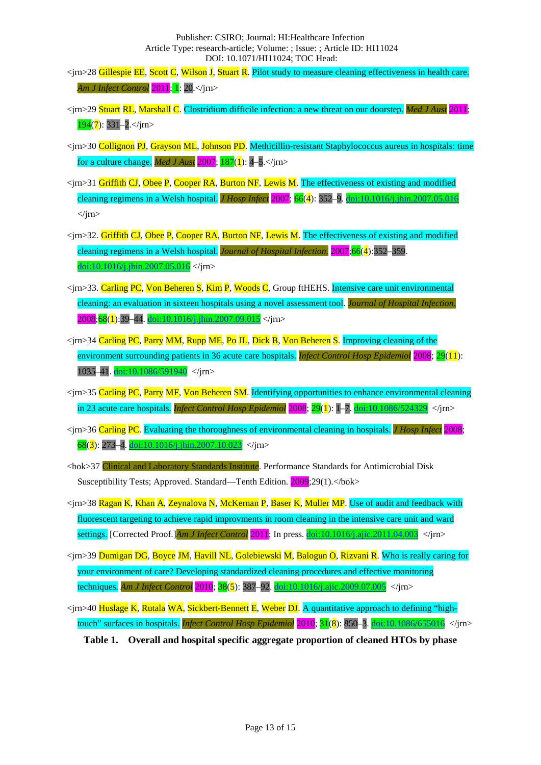<jrn>28 Gillespie EE, Scott C, Wilson J, Stuart R. Pilot study to measure cleaning effectiveness in health care. *Am J Infect Control* 2011; 1: 20.</jrn>

<jrn>29 Stuart RL, Marshall C. Clostridium difficile infection: a new threat on our doorstep. *Med J Aust* 2011; 194(7): 331–2.</jrn>

<jrn>30 Collignon PJ, Grayson ML, Johnson PD. Methicillin-resistant Staphylococcus aureus in hospitals: time for a culture change. *Med J Aust* 2007; 187(1): 4–5.</jrn>

<jrn>31 Griffith CJ, Obee P, Cooper RA, Burton NF, Lewis M. The effectiveness of existing and modified cleaning regimens in a Welsh hospital. *J Hosp Infect* 2007; 66(4): 352–9. doi:10.1016/j.jhin.2007.05.016 </jrn>

<jrn>32. Griffith CJ, Obee P, Cooper RA, Burton NF, Lewis M. The effectiveness of existing and modified cleaning regimens in a Welsh hospital. *Journal of Hospital Infection.* 2007;66(4):352–359. doi:10.1016/j.jhin.2007.05.016 </jrn>

<jrn>33. Carling PC, Von Beheren S, Kim P, Woods C, Group ftHEHS. Intensive care unit environmental cleaning: an evaluation in sixteen hospitals using a novel assessment tool. *Journal of Hospital Infection.* 2008;68(1):39–44. doi:10.1016/j.jhin.2007.09.015 </jrn>

<jrn>34 Carling PC, Parry MM, Rupp ME, Po JL, Dick B, Von Beheren S. Improving cleaning of the environment surrounding patients in 36 acute care hospitals. *Infect Control Hosp Epidemiol* 2008; 29(11): 1035–41. doi:10.1086/591940 </jrn>

<jrn>35 Carling PC, Parry MF, Von Beheren SM. Identifying opportunities to enhance environmental cleaning in 23 acute care hospitals. *Infect Control Hosp Epidemiol* 2008; 29(1): 1–7. doi:10.1086/524329 </jrn>

<jrn>36 Carling PC. Evaluating the thoroughness of environmental cleaning in hospitals. *J Hosp Infect* 2008; 68(3): 273–4. doi:10.1016/j.jhin.2007.10.023 </jrn>

<bok>37 Clinical and Laboratory Standards Institute. Performance Standards for Antimicrobial Disk Susceptibility Tests; Approved. Standard—Tenth Edition. 2009;29(1).</bok>

<jrn>38 Ragan K, Khan A, Zeynalova N, McKernan P, Baser K, Muller MP. Use of audit and feedback with fluorescent targeting to achieve rapid improvments in room cleaning in the intensive care unit and ward settings. [Corrected Proof.]*Am J Infect Control* 2011; In press. doi:10.1016/j.ajic.2011.04.003 </jrn>

<jrn>39 Dumigan DG, Boyce JM, Havill NL, Golebiewski M, Balogun O, Rizvani R. Who is really caring for your environment of care? Developing standardized cleaning procedures and effective monitoring techniques. *Am J Infect Control* 2010; 38(5): 387–92. doi:10.1016/j.ajic.2009.07.005 </jrn>

<jrn>40 Huslage K, Rutala WA, Sickbert-Bennett E, Weber DJ. A quantitative approach to defining "high-touch" surfaces in hospitals. *Infect Control Hosp Epidemiol* 2010; 31(8): 850–3. doi:10.1086/655016 </jrn>

**Table 1. Overall and hospital specific aggregate proportion of cleaned HTOs by phase**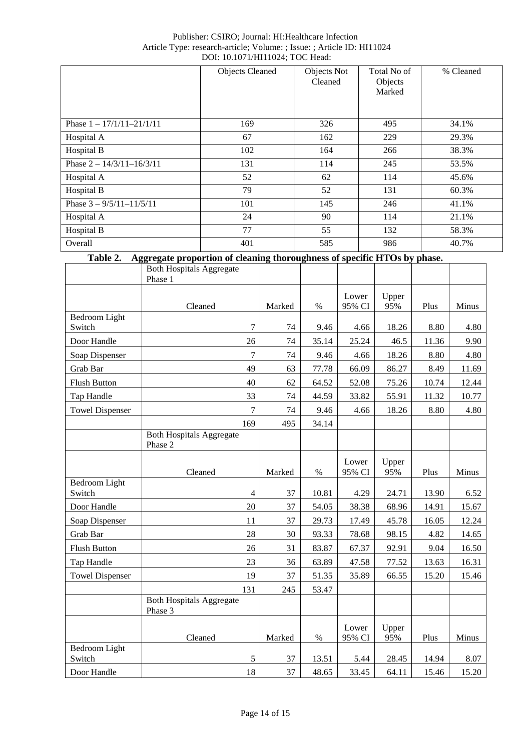| | Objects Cleaned | Objects Not Cleaned | Total No of Objects Marked | % Cleaned |
|---|---|---|---|---|
| Phase 1 – 17/1/11–21/1/11 | 169 | 326 | 495 | 34.1% |
| Hospital A | 67 | 162 | 229 | 29.3% |
| Hospital B | 102 | 164 | 266 | 38.3% |
| Phase 2 – 14/3/11–16/3/11 | 131 | 114 | 245 | 53.5% |
| Hospital A | 52 | 62 | 114 | 45.6% |
| Hospital B | 79 | 52 | 131 | 60.3% |
| Phase 3 – 9/5/11–11/5/11 | 101 | 145 | 246 | 41.1% |
| Hospital A | 24 | 90 | 114 | 21.1% |
| Hospital B | 77 | 55 | 132 | 58.3% |
| Overall | 401 | 585 | 986 | 40.7% |

**Table 2. Aggregate proportion of cleaning thoroughness of specific HTOs by phase.**

| | Both Hospitals Aggregate Phase 1 | | | | | | |
|---|---|---|---|---|---|---|---|
| | Cleaned | Marked | % | Lower 95% CI | Upper 95% | Plus | Minus |
| Bedroom Light Switch | 7 | 74 | 9.46 | 4.66 | 18.26 | 8.80 | 4.80 |
| Door Handle | 26 | 74 | 35.14 | 25.24 | 46.5 | 11.36 | 9.90 |
| Soap Dispenser | 7 | 74 | 9.46 | 4.66 | 18.26 | 8.80 | 4.80 |
| Grab Bar | 49 | 63 | 77.78 | 66.09 | 86.27 | 8.49 | 11.69 |
| Flush Button | 40 | 62 | 64.52 | 52.08 | 75.26 | 10.74 | 12.44 |
| Tap Handle | 33 | 74 | 44.59 | 33.82 | 55.91 | 11.32 | 10.77 |
| Towel Dispenser | 7 | 74 | 9.46 | 4.66 | 18.26 | 8.80 | 4.80 |
| | 169 | 495 | 34.14 | | | | |
| | Both Hospitals Aggregate Phase 2 | | | | | | |
| | Cleaned | Marked | % | Lower 95% CI | Upper 95% | Plus | Minus |
| Bedroom Light Switch | 4 | 37 | 10.81 | 4.29 | 24.71 | 13.90 | 6.52 |
| Door Handle | 20 | 37 | 54.05 | 38.38 | 68.96 | 14.91 | 15.67 |
| Soap Dispenser | 11 | 37 | 29.73 | 17.49 | 45.78 | 16.05 | 12.24 |
| Grab Bar | 28 | 30 | 93.33 | 78.68 | 98.15 | 4.82 | 14.65 |
| Flush Button | 26 | 31 | 83.87 | 67.37 | 92.91 | 9.04 | 16.50 |
| Tap Handle | 23 | 36 | 63.89 | 47.58 | 77.52 | 13.63 | 16.31 |
| Towel Dispenser | 19 | 37 | 51.35 | 35.89 | 66.55 | 15.20 | 15.46 |
| | 131 | 245 | 53.47 | | | | |
| | Both Hospitals Aggregate Phase 3 | | | | | | |
| | Cleaned | Marked | % | Lower 95% CI | Upper 95% | Plus | Minus |
| Bedroom Light Switch | 5 | 37 | 13.51 | 5.44 | 28.45 | 14.94 | 8.07 |
| Door Handle | 18 | 37 | 48.65 | 33.45 | 64.11 | 15.46 | 15.20 |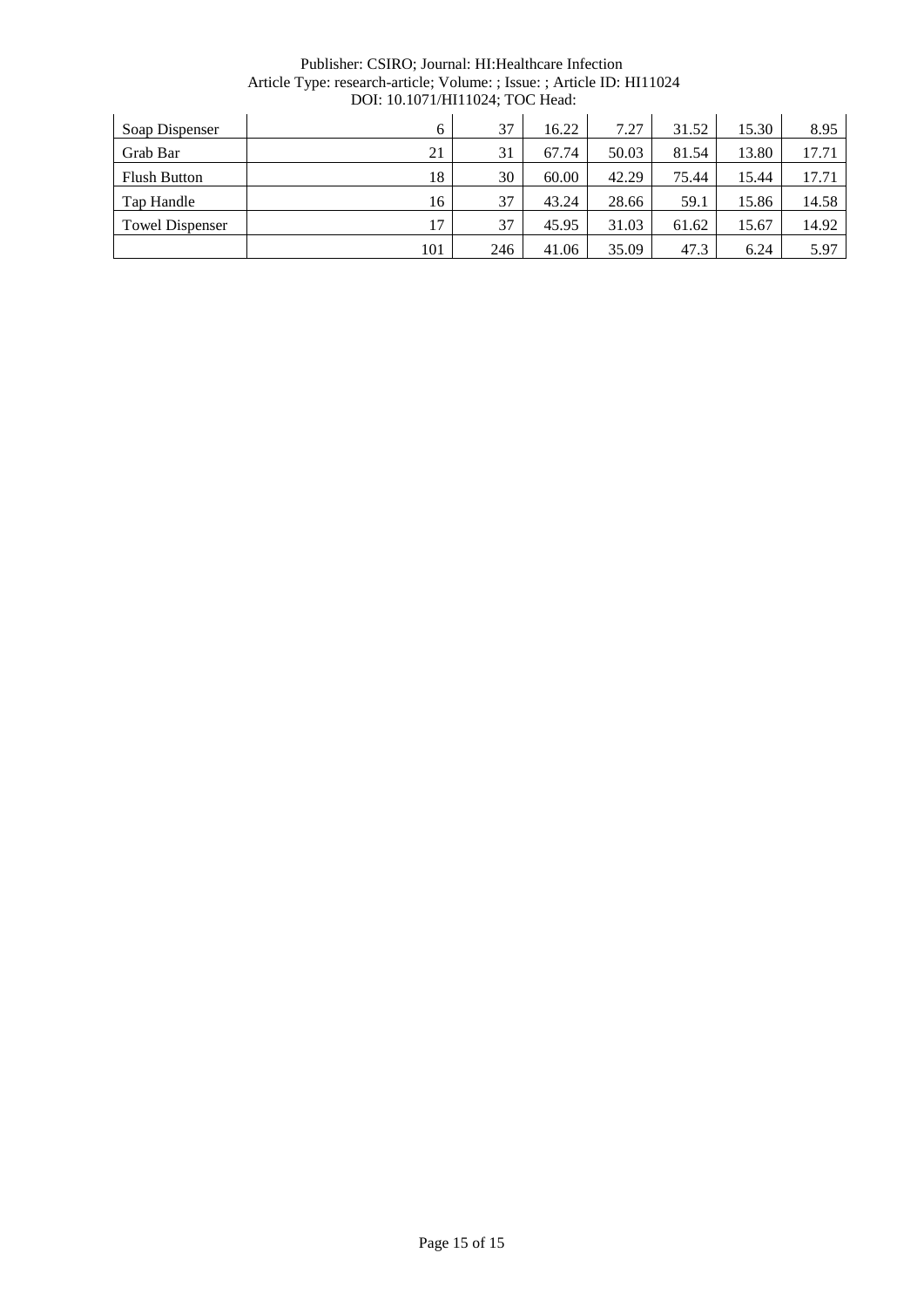| | | | | | | | |
|---|---|---|---|---|---|---|---|
| Soap Dispenser | 6 | 37 | 16.22 | 7.27 | 31.52 | 15.30 | 8.95 |
| Grab Bar | 21 | 31 | 67.74 | 50.03 | 81.54 | 13.80 | 17.71 |
| Flush Button | 18 | 30 | 60.00 | 42.29 | 75.44 | 15.44 | 17.71 |
| Tap Handle | 16 | 37 | 43.24 | 28.66 | 59.1 | 15.86 | 14.58 |
| Towel Dispenser | 17 | 37 | 45.95 | 31.03 | 61.62 | 15.67 | 14.92 |
| | 101 | 246 | 41.06 | 35.09 | 47.3 | 6.24 | 5.97 |